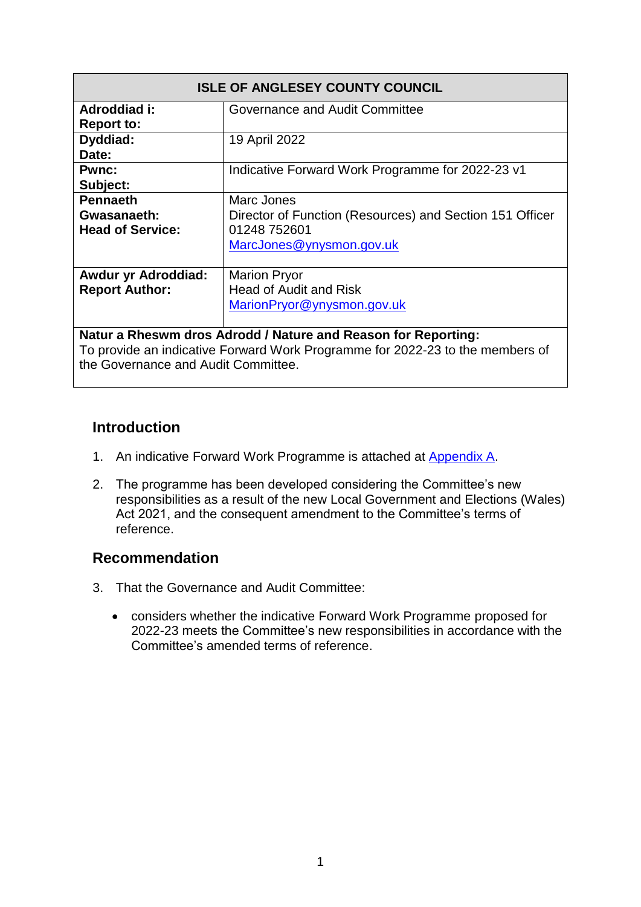| ISLE OF ANGLESEY COUNTY COUNCIL | |
| --- | --- |
| **Adroddiad i:**<br>**Report to:** | Governance and Audit Committee |
| **Dyddiad:**<br>**Date:** | 19 April 2022 |
| **Pwnc:**<br>**Subject:** | Indicative Forward Work Programme for 2022-23 v1 |
| **Pennaeth Gwasanaeth:**<br>**Head of Service:** | Marc Jones<br>Director of Function (Resources) and Section 151 Officer<br>01248 752601<br>[MarcJones@ynysmon.gov.uk](mailto:MarcJones@ynysmon.gov.uk) |
| **Awdur yr Adroddiad:**<br>**Report Author:** | Marion Pryor<br>Head of Audit and Risk<br>[MarionPryor@ynysmon.gov.uk](mailto:MarionPryor@ynysmon.gov.uk) |
| **Natur a Rheswm dros Adrodd / Nature and Reason for Reporting:**<br>To provide an indicative Forward Work Programme for 2022-23 to the members of the Governance and Audit Committee. | |

## Introduction

1. An indicative Forward Work Programme is attached at Appendix A.

2. The programme has been developed considering the Committee's new responsibilities as a result of the new Local Government and Elections (Wales) Act 2021, and the consequent amendment to the Committee's terms of reference.

## Recommendation

3. That the Governance and Audit Committee:

   - considers whether the indicative Forward Work Programme proposed for 2022-23 meets the Committee's new responsibilities in accordance with the Committee's amended terms of reference.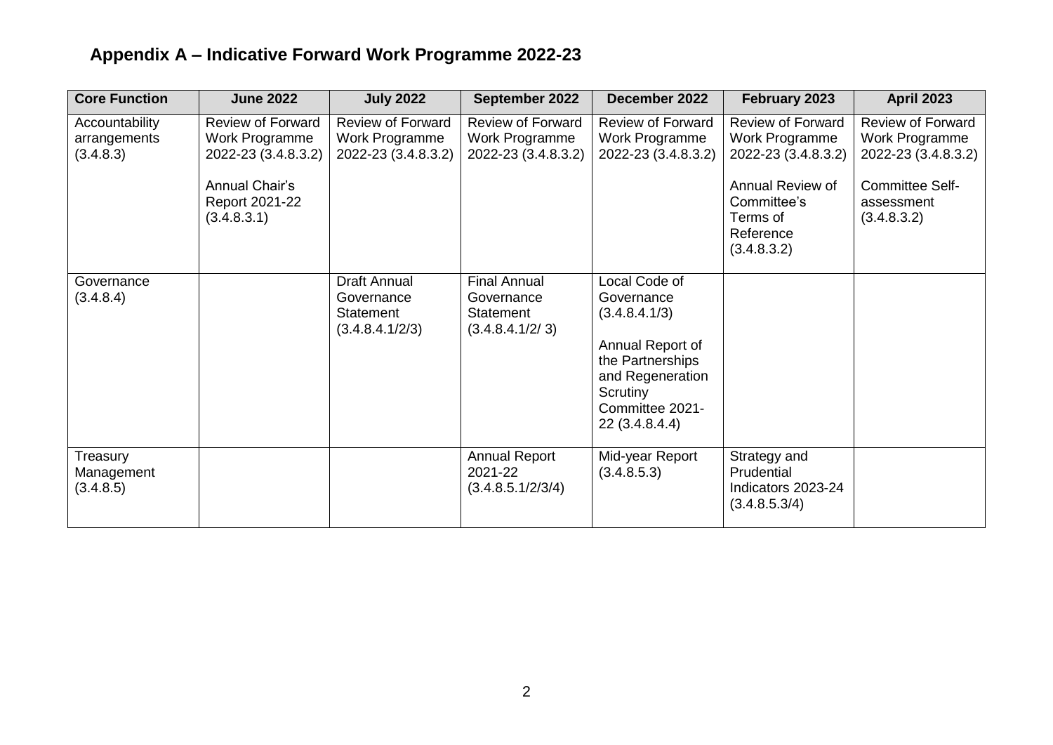## Appendix A – Indicative Forward Work Programme 2022-23

| Core Function | June 2022 | July 2022 | September 2022 | December 2022 | February 2023 | April 2023 |
|---|---|---|---|---|---|---|
| Accountability arrangements (3.4.8.3) | Review of Forward Work Programme 2022-23 (3.4.8.3.2)<br><br>Annual Chair's Report 2021-22 (3.4.8.3.1) | Review of Forward Work Programme 2022-23 (3.4.8.3.2) | Review of Forward Work Programme 2022-23 (3.4.8.3.2) | Review of Forward Work Programme 2022-23 (3.4.8.3.2) | Review of Forward Work Programme 2022-23 (3.4.8.3.2)<br><br>Annual Review of Committee's Terms of Reference (3.4.8.3.2) | Review of Forward Work Programme 2022-23 (3.4.8.3.2)<br><br>Committee Self-assessment (3.4.8.3.2) |
| Governance (3.4.8.4) | | Draft Annual Governance Statement (3.4.8.4.1/2/3) | Final Annual Governance Statement (3.4.8.4.1/2/ 3) | Local Code of Governance (3.4.8.4.1/3)<br><br>Annual Report of the Partnerships and Regeneration Scrutiny Committee 2021-22 (3.4.8.4.4) | | |
| Treasury Management (3.4.8.5) | | | Annual Report 2021-22 (3.4.8.5.1/2/3/4) | Mid-year Report (3.4.8.5.3) | Strategy and Prudential Indicators 2023-24 (3.4.8.5.3/4) | |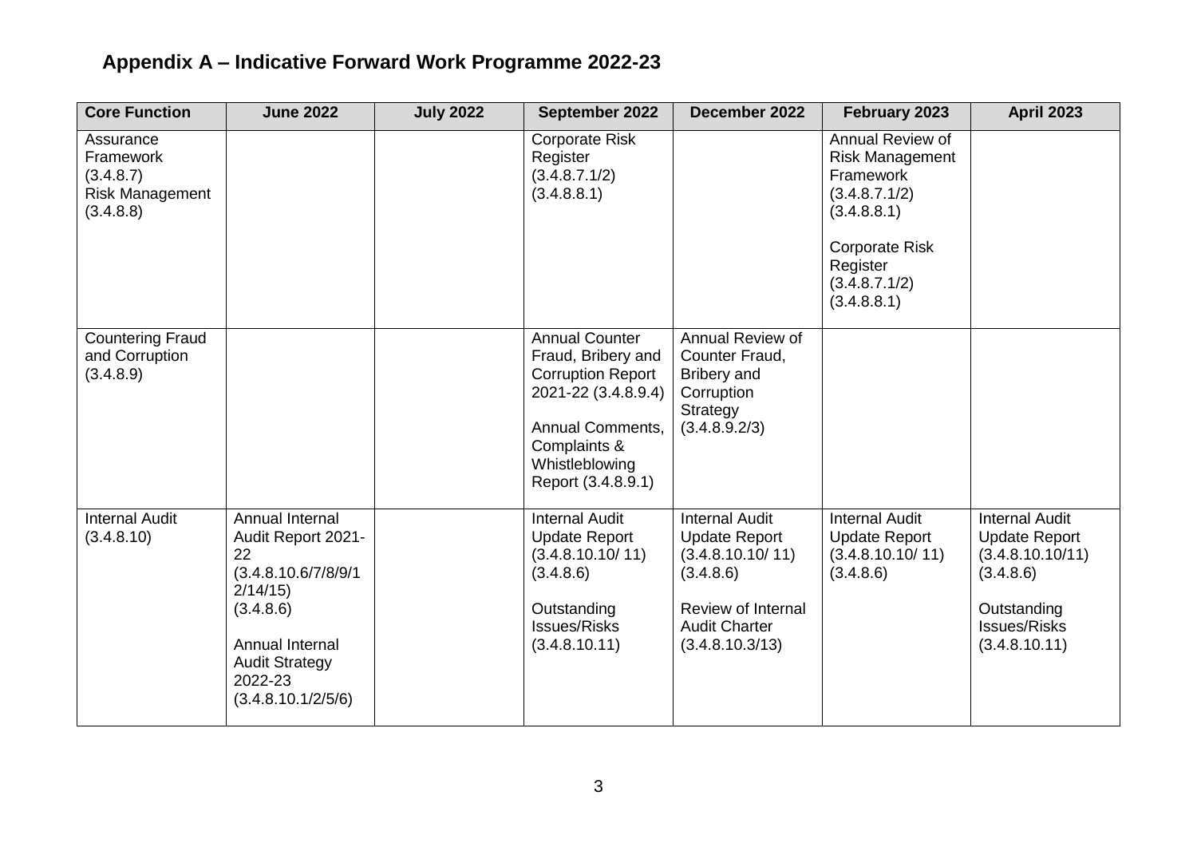## Appendix A – Indicative Forward Work Programme 2022-23

| Core Function | June 2022 | July 2022 | September 2022 | December 2022 | February 2023 | April 2023 |
|---|---|---|---|---|---|---|
| Assurance Framework (3.4.8.7)<br>Risk Management (3.4.8.8) | | | Corporate Risk Register (3.4.8.7.1/2) (3.4.8.8.1) | | Annual Review of Risk Management Framework (3.4.8.7.1/2) (3.4.8.8.1)<br><br>Corporate Risk Register (3.4.8.7.1/2) (3.4.8.8.1) | |
| Countering Fraud and Corruption (3.4.8.9) | | | Annual Counter Fraud, Bribery and Corruption Report 2021-22 (3.4.8.9.4)<br><br>Annual Comments, Complaints & Whistleblowing Report (3.4.8.9.1) | Annual Review of Counter Fraud, Bribery and Corruption Strategy (3.4.8.9.2/3) | | |
| Internal Audit (3.4.8.10) | Annual Internal Audit Report 2021-22 (3.4.8.10.6/7/8/9/12/14/15) (3.4.8.6)<br><br>Annual Internal Audit Strategy 2022-23 (3.4.8.10.1/2/5/6) | | Internal Audit Update Report (3.4.8.10.10/ 11) (3.4.8.6)<br><br>Outstanding Issues/Risks (3.4.8.10.11) | Internal Audit Update Report (3.4.8.10.10/ 11) (3.4.8.6)<br><br>Review of Internal Audit Charter (3.4.8.10.3/13) | Internal Audit Update Report (3.4.8.10.10/ 11) (3.4.8.6) | Internal Audit Update Report (3.4.8.10.10/11) (3.4.8.6)<br><br>Outstanding Issues/Risks (3.4.8.10.11) |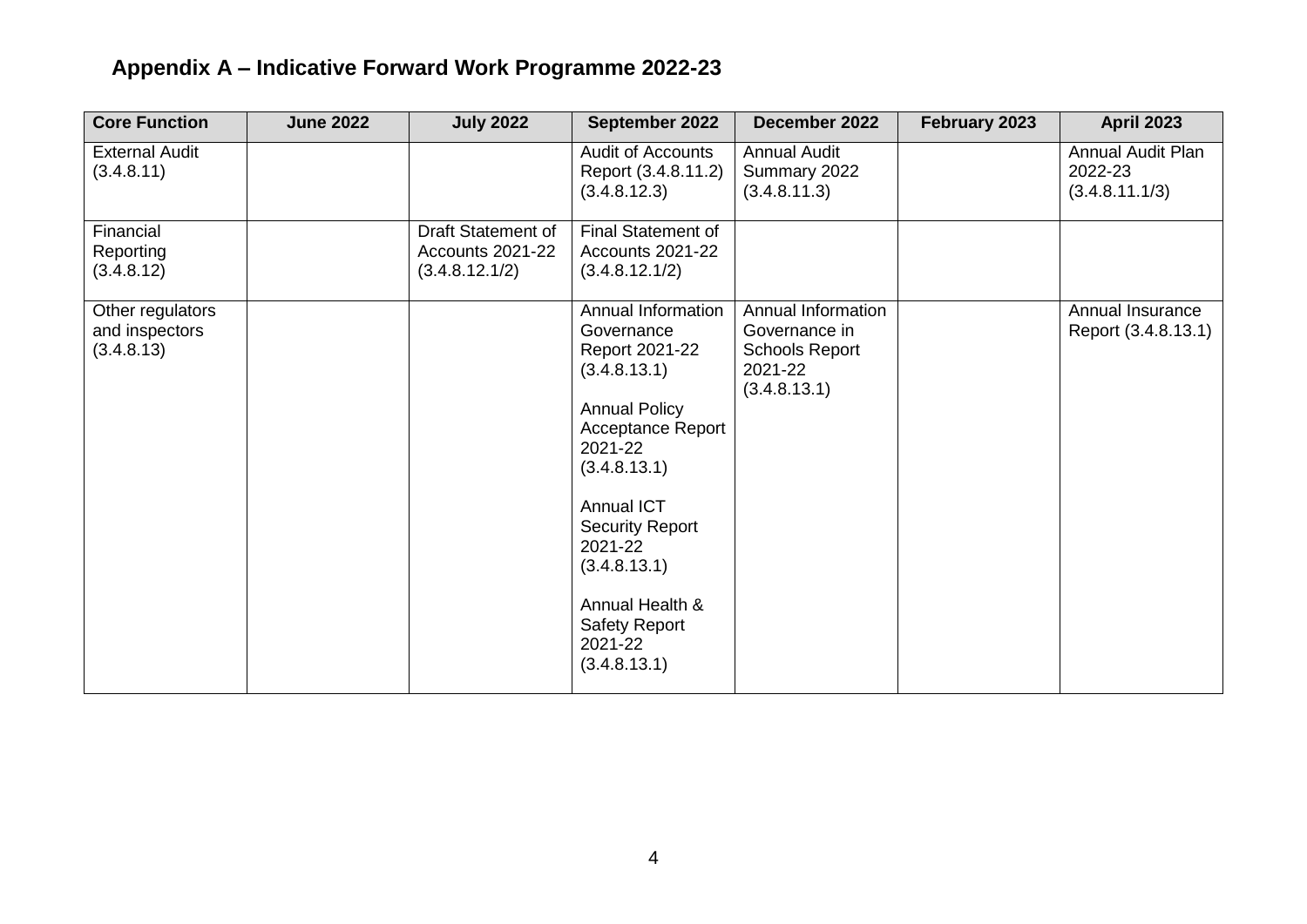## Appendix A – Indicative Forward Work Programme 2022-23

| Core Function | June 2022 | July 2022 | September 2022 | December 2022 | February 2023 | April 2023 |
|---|---|---|---|---|---|---|
| External Audit (3.4.8.11) | | | Audit of Accounts Report (3.4.8.11.2) (3.4.8.12.3) | Annual Audit Summary 2022 (3.4.8.11.3) | | Annual Audit Plan 2022-23 (3.4.8.11.1/3) |
| Financial Reporting (3.4.8.12) | | Draft Statement of Accounts 2021-22 (3.4.8.12.1/2) | Final Statement of Accounts 2021-22 (3.4.8.12.1/2) | | | |
| Other regulators and inspectors (3.4.8.13) | | | Annual Information Governance Report 2021-22 (3.4.8.13.1)<br><br>Annual Policy Acceptance Report 2021-22 (3.4.8.13.1)<br><br>Annual ICT Security Report 2021-22 (3.4.8.13.1)<br><br>Annual Health & Safety Report 2021-22 (3.4.8.13.1) | Annual Information Governance in Schools Report 2021-22 (3.4.8.13.1) | | Annual Insurance Report (3.4.8.13.1) |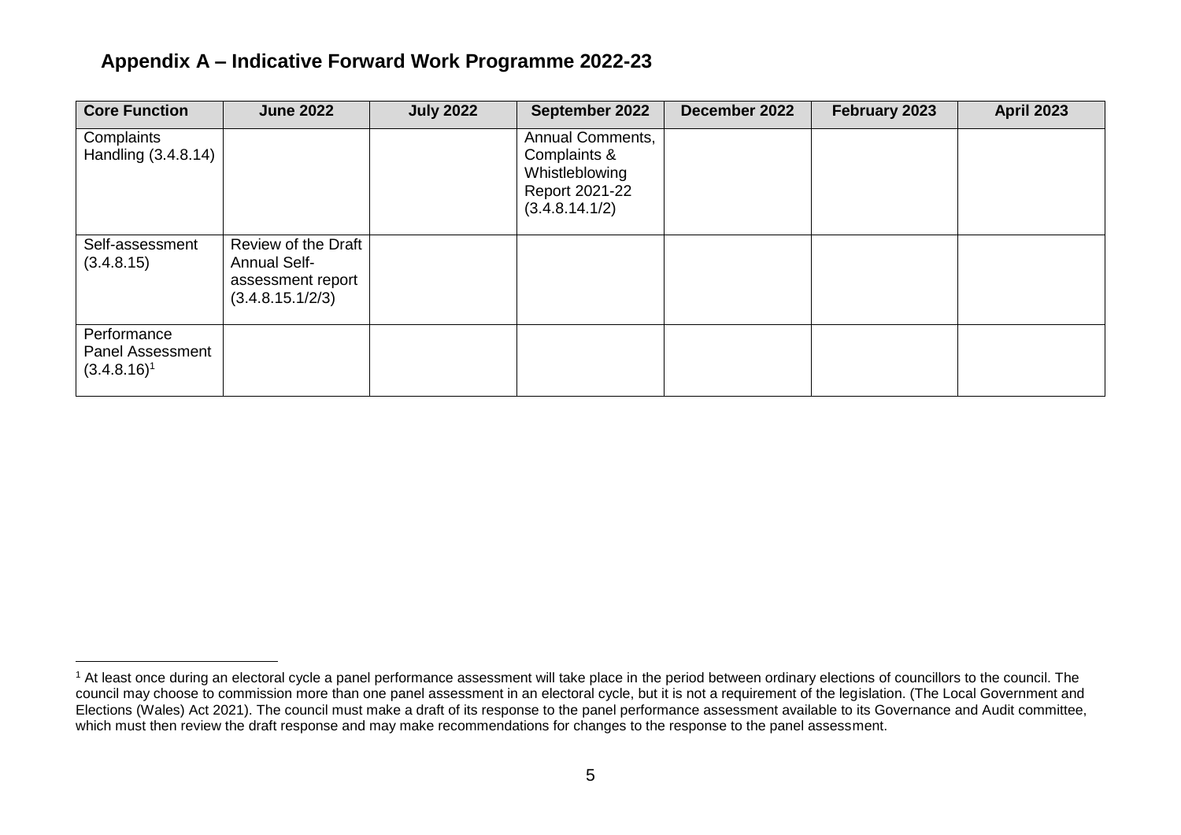## Appendix A – Indicative Forward Work Programme 2022-23

| Core Function | June 2022 | July 2022 | September 2022 | December 2022 | February 2023 | April 2023 |
|---|---|---|---|---|---|---|
| Complaints Handling (3.4.8.14) | | | Annual Comments, Complaints & Whistleblowing Report 2021-22 (3.4.8.14.1/2) | | | |
| Self-assessment (3.4.8.15) | Review of the Draft Annual Self-assessment report (3.4.8.15.1/2/3) | | | | | |
| Performance Panel Assessment (3.4.8.16)[1] | | | | | | |

[1] At least once during an electoral cycle a panel performance assessment will take place in the period between ordinary elections of councillors to the council. The council may choose to commission more than one panel assessment in an electoral cycle, but it is not a requirement of the legislation. (The Local Government and Elections (Wales) Act 2021). The council must make a draft of its response to the panel performance assessment available to its Governance and Audit committee, which must then review the draft response and may make recommendations for changes to the response to the panel assessment.